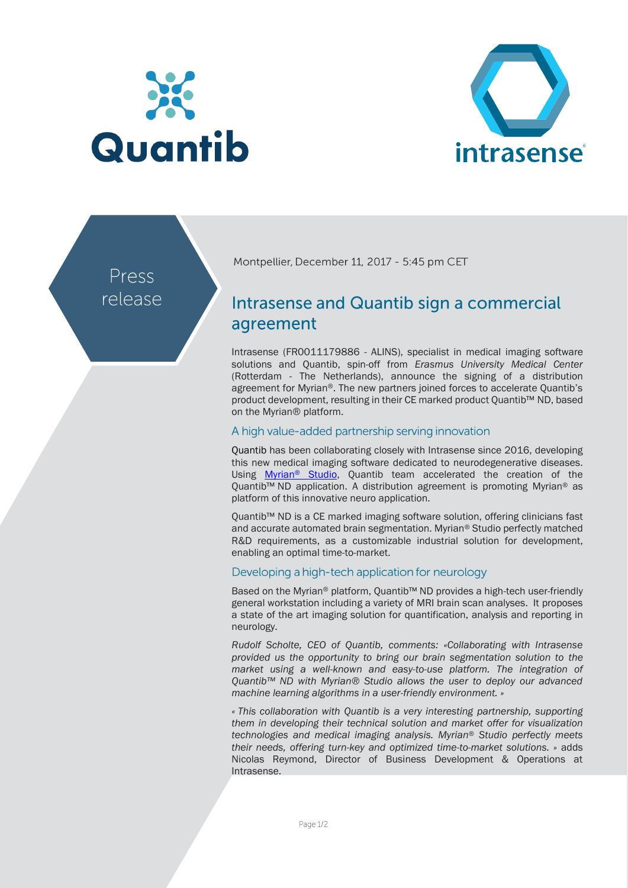Press release

Montpellier, December 11, 2017 - 5:45 pm CET

# Intrasense and Quantib sign a commercial agreement

Intrasense (FR0011179886 - ALINS), specialist in medical imaging software solutions and Quantib, spin-off from *Erasmus University Medical Center* (Rotterdam - The Netherlands), announce the signing of a distribution agreement for Myrian®. The new partners joined forces to accelerate Quantib's product development, resulting in their CE marked product Quantib™ ND, based on the Myrian® platform.

## A high value-added partnership serving innovation

Quantib has been collaborating closely with Intrasense since 2016, developing this new medical imaging software dedicated to neurodegenerative diseases. Using Myrian® Studio, Quantib team accelerated the creation of the Quantib™ ND application. A distribution agreement is promoting Myrian® as platform of this innovative neuro application.

Quantib™ ND is a CE marked imaging software solution, offering clinicians fast and accurate automated brain segmentation. Myrian® Studio perfectly matched R&D requirements, as a customizable industrial solution for development, enabling an optimal time-to-market.

## Developing a high-tech application for neurology

Based on the Myrian® platform, Quantib™ ND provides a high-tech user-friendly general workstation including a variety of MRI brain scan analyses. It proposes a state of the art imaging solution for quantification, analysis and reporting in neurology.

*Rudolf Scholte, CEO of Quantib, comments: «Collaborating with Intrasense provided us the opportunity to bring our brain segmentation solution to the market using a well-known and easy-to-use platform. The integration of Quantib™ ND with Myrian® Studio allows the user to deploy our advanced machine learning algorithms in a user-friendly environment. »*

*« This collaboration with Quantib is a very interesting partnership, supporting them in developing their technical solution and market offer for visualization technologies and medical imaging analysis. Myrian® Studio perfectly meets their needs, offering turn-key and optimized time-to-market solutions. »* adds Nicolas Reymond, Director of Business Development & Operations at Intrasense.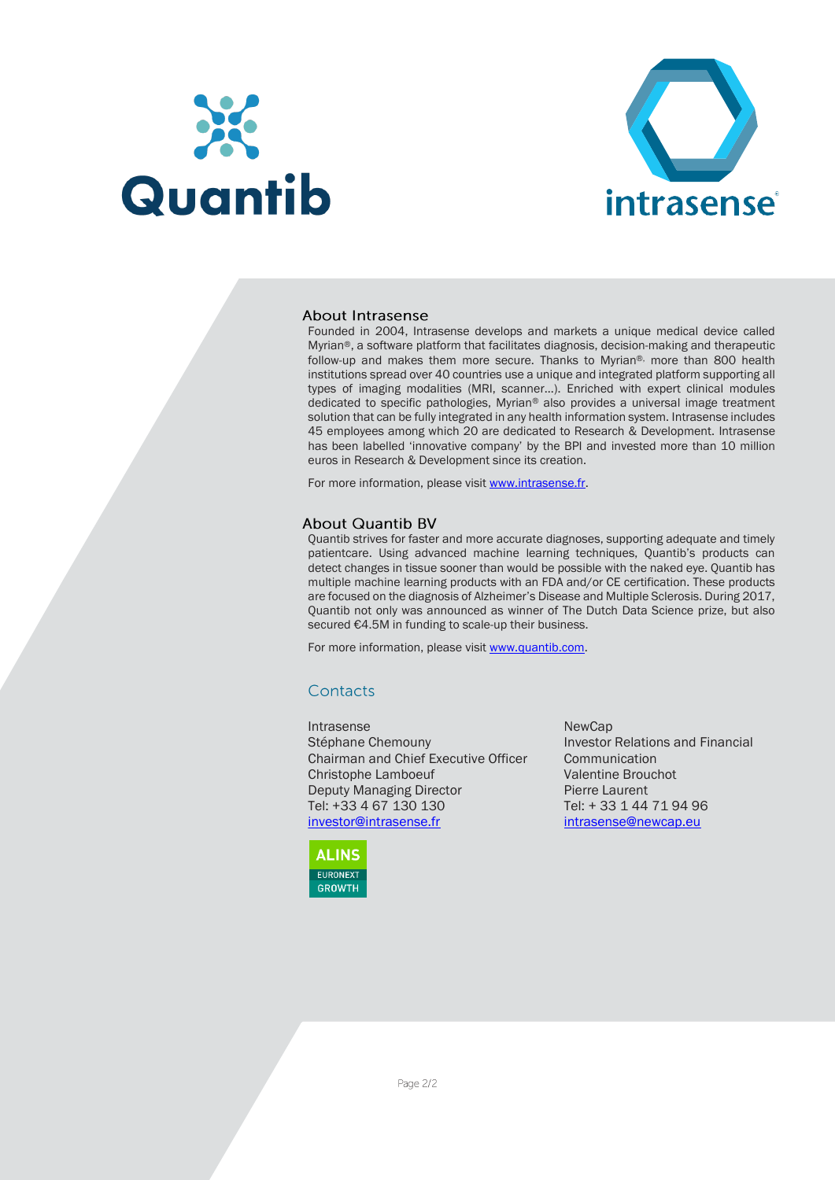## About Intrasense

Founded in 2004, Intrasense develops and markets a unique medical device called Myrian®, a software platform that facilitates diagnosis, decision-making and therapeutic follow-up and makes them more secure. Thanks to Myrian®, more than 800 health institutions spread over 40 countries use a unique and integrated platform supporting all types of imaging modalities (MRI, scanner...). Enriched with expert clinical modules dedicated to specific pathologies, Myrian® also provides a universal image treatment solution that can be fully integrated in any health information system. Intrasense includes 45 employees among which 20 are dedicated to Research & Development. Intrasense has been labelled 'innovative company' by the BPI and invested more than 10 million euros in Research & Development since its creation.

For more information, please visit www.intrasense.fr.

## About Quantib BV

Quantib strives for faster and more accurate diagnoses, supporting adequate and timely patientcare. Using advanced machine learning techniques, Quantib's products can detect changes in tissue sooner than would be possible with the naked eye. Quantib has multiple machine learning products with an FDA and/or CE certification. These products are focused on the diagnosis of Alzheimer's Disease and Multiple Sclerosis. During 2017, Quantib not only was announced as winner of The Dutch Data Science prize, but also secured €4.5M in funding to scale-up their business.

For more information, please visit www.quantib.com.

## Contacts

Intrasense
Stéphane Chemouny
Chairman and Chief Executive Officer
Christophe Lamboeuf
Deputy Managing Director
Tel: +33 4 67 130 130
investor@intrasense.fr

NewCap
Investor Relations and Financial Communication
Valentine Brouchot
Pierre Laurent
Tel: + 33 1 44 71 94 96
intrasense@newcap.eu

ALINS
EURONEXT GROWTH